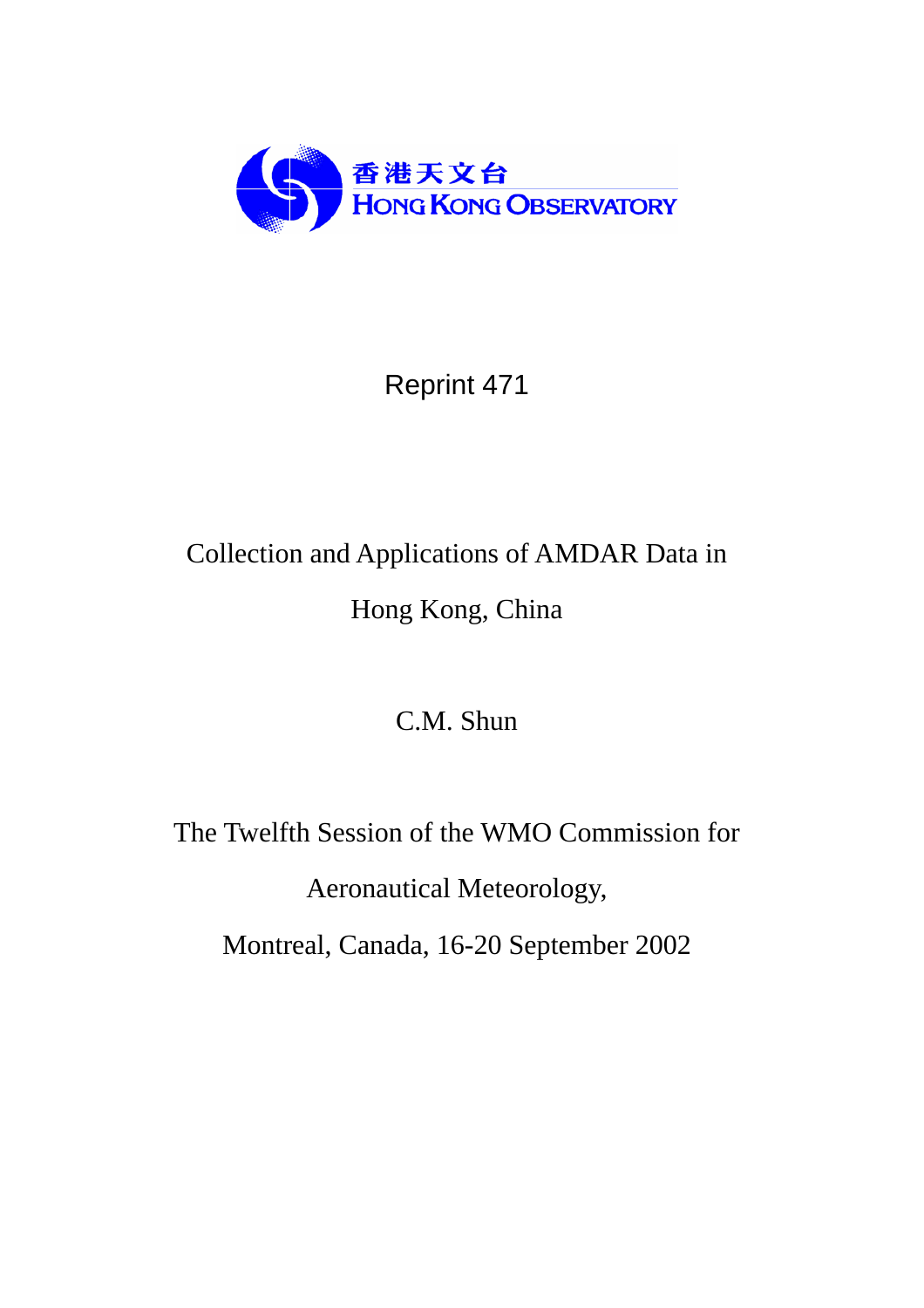香港天文台
HONG KONG OBSERVATORY

Reprint 471

# Collection and Applications of AMDAR Data in Hong Kong, China

C.M. Shun

The Twelfth Session of the WMO Commission for Aeronautical Meteorology,

Montreal, Canada, 16-20 September 2002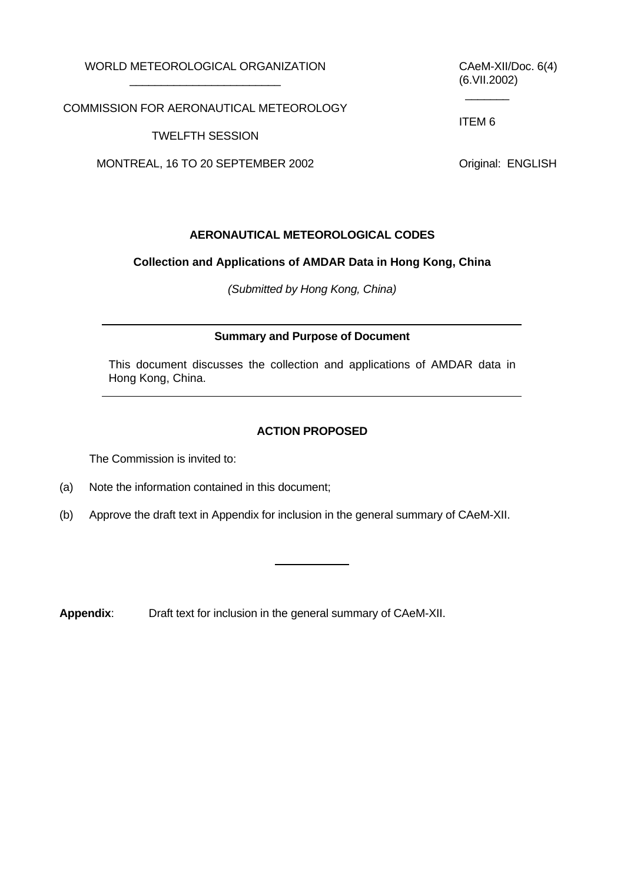WORLD METEOROLOGICAL ORGANIZATION

COMMISSION FOR AERONAUTICAL METEOROLOGY

TWELFTH SESSION

MONTREAL, 16 TO 20 SEPTEMBER 2002

CAeM-XII/Doc. 6(4)
(6.VII.2002)

ITEM 6

Original: ENGLISH

## AERONAUTICAL METEOROLOGICAL CODES

### Collection and Applications of AMDAR Data in Hong Kong, China

*(Submitted by Hong Kong, China)*

---

**Summary and Purpose of Document**

This document discusses the collection and applications of AMDAR data in Hong Kong, China.

---

**ACTION PROPOSED**

The Commission is invited to:

(a) Note the information contained in this document;

(b) Approve the draft text in Appendix for inclusion in the general summary of CAeM-XII.

---

**Appendix**: Draft text for inclusion in the general summary of CAeM-XII.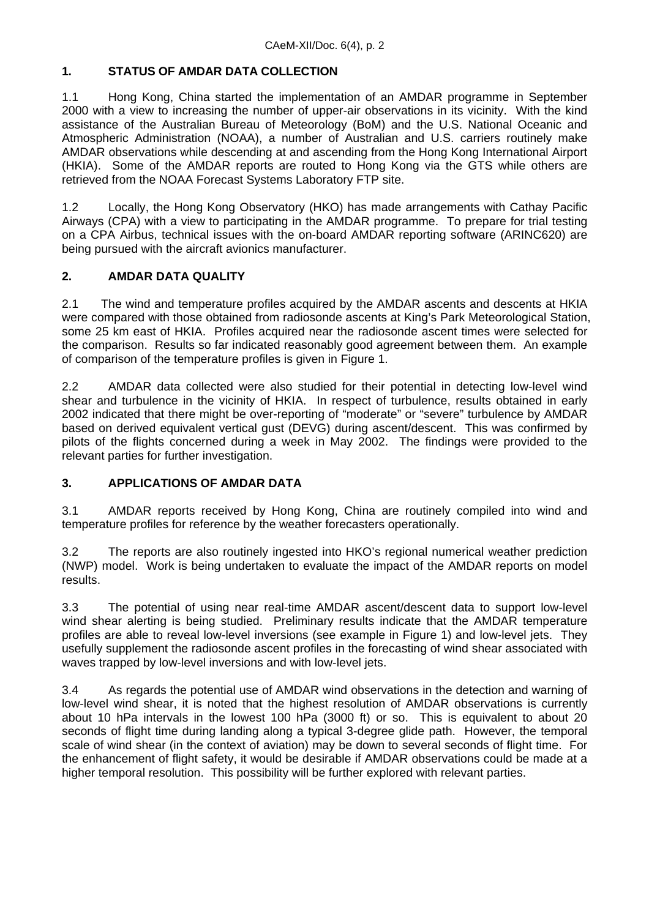## 1. STATUS OF AMDAR DATA COLLECTION

1.1 Hong Kong, China started the implementation of an AMDAR programme in September 2000 with a view to increasing the number of upper-air observations in its vicinity. With the kind assistance of the Australian Bureau of Meteorology (BoM) and the U.S. National Oceanic and Atmospheric Administration (NOAA), a number of Australian and U.S. carriers routinely make AMDAR observations while descending at and ascending from the Hong Kong International Airport (HKIA). Some of the AMDAR reports are routed to Hong Kong via the GTS while others are retrieved from the NOAA Forecast Systems Laboratory FTP site.

1.2 Locally, the Hong Kong Observatory (HKO) has made arrangements with Cathay Pacific Airways (CPA) with a view to participating in the AMDAR programme. To prepare for trial testing on a CPA Airbus, technical issues with the on-board AMDAR reporting software (ARINC620) are being pursued with the aircraft avionics manufacturer.

## 2. AMDAR DATA QUALITY

2.1 The wind and temperature profiles acquired by the AMDAR ascents and descents at HKIA were compared with those obtained from radiosonde ascents at King's Park Meteorological Station, some 25 km east of HKIA. Profiles acquired near the radiosonde ascent times were selected for the comparison. Results so far indicated reasonably good agreement between them. An example of comparison of the temperature profiles is given in Figure 1.

2.2 AMDAR data collected were also studied for their potential in detecting low-level wind shear and turbulence in the vicinity of HKIA. In respect of turbulence, results obtained in early 2002 indicated that there might be over-reporting of "moderate" or "severe" turbulence by AMDAR based on derived equivalent vertical gust (DEVG) during ascent/descent. This was confirmed by pilots of the flights concerned during a week in May 2002. The findings were provided to the relevant parties for further investigation.

## 3. APPLICATIONS OF AMDAR DATA

3.1 AMDAR reports received by Hong Kong, China are routinely compiled into wind and temperature profiles for reference by the weather forecasters operationally.

3.2 The reports are also routinely ingested into HKO's regional numerical weather prediction (NWP) model. Work is being undertaken to evaluate the impact of the AMDAR reports on model results.

3.3 The potential of using near real-time AMDAR ascent/descent data to support low-level wind shear alerting is being studied. Preliminary results indicate that the AMDAR temperature profiles are able to reveal low-level inversions (see example in Figure 1) and low-level jets. They usefully supplement the radiosonde ascent profiles in the forecasting of wind shear associated with waves trapped by low-level inversions and with low-level jets.

3.4 As regards the potential use of AMDAR wind observations in the detection and warning of low-level wind shear, it is noted that the highest resolution of AMDAR observations is currently about 10 hPa intervals in the lowest 100 hPa (3000 ft) or so. This is equivalent to about 20 seconds of flight time during landing along a typical 3-degree glide path. However, the temporal scale of wind shear (in the context of aviation) may be down to several seconds of flight time. For the enhancement of flight safety, it would be desirable if AMDAR observations could be made at a higher temporal resolution. This possibility will be further explored with relevant parties.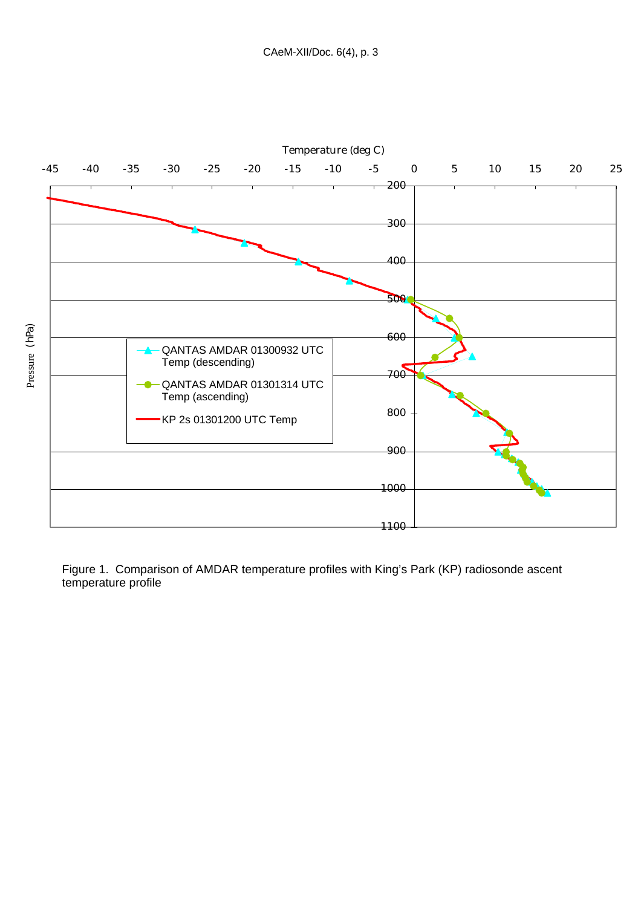Temperature (deg C)

-45 -40 -35 -30 -25 -20 -15 -10 -5 0 5 10 15 20 25

Pressure (hPa)

200
300
400
500
600
700
800
900
1000
1100

QANTAS AMDAR 01300932 UTC Temp (descending)

QANTAS AMDAR 01301314 UTC Temp (ascending)

KP 2s 01301200 UTC Temp

Figure 1. Comparison of AMDAR temperature profiles with King's Park (KP) radiosonde ascent temperature profile